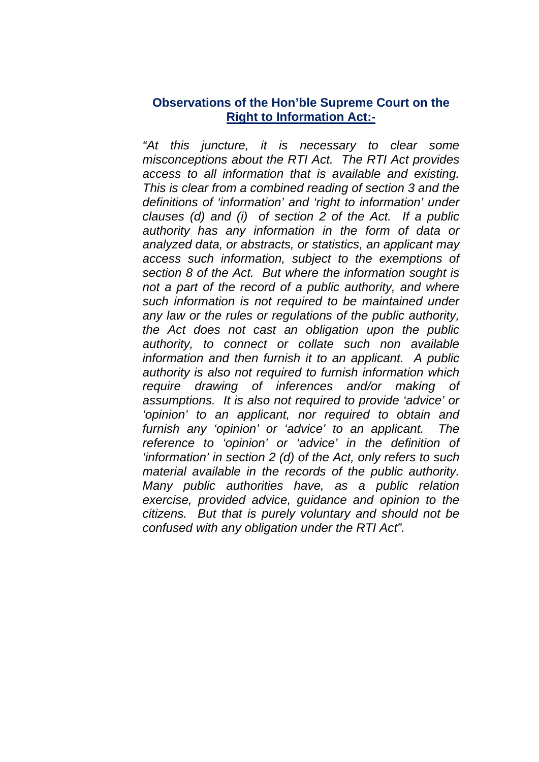## **Observations of the Hon'ble Supreme Court on the Right to Information Act:-**

*"At this juncture, it is necessary to clear some misconceptions about the RTI Act. The RTI Act provides access to all information that is available and existing. This is clear from a combined reading of section 3 and the definitions of 'information' and 'right to information' under clauses (d) and (i) of section 2 of the Act. If a public authority has any information in the form of data or analyzed data, or abstracts, or statistics, an applicant may access such information, subject to the exemptions of section 8 of the Act. But where the information sought is not a part of the record of a public authority, and where such information is not required to be maintained under any law or the rules or regulations of the public authority, the Act does not cast an obligation upon the public authority, to connect or collate such non available information and then furnish it to an applicant. A public authority is also not required to furnish information which require drawing of inferences and/or making of assumptions. It is also not required to provide 'advice' or 'opinion' to an applicant, nor required to obtain and furnish any 'opinion' or 'advice' to an applicant. The reference to 'opinion' or 'advice' in the definition of 'information' in section 2 (d) of the Act, only refers to such material available in the records of the public authority. Many public authorities have, as a public relation exercise, provided advice, guidance and opinion to the citizens. But that is purely voluntary and should not be confused with any obligation under the RTI Act".*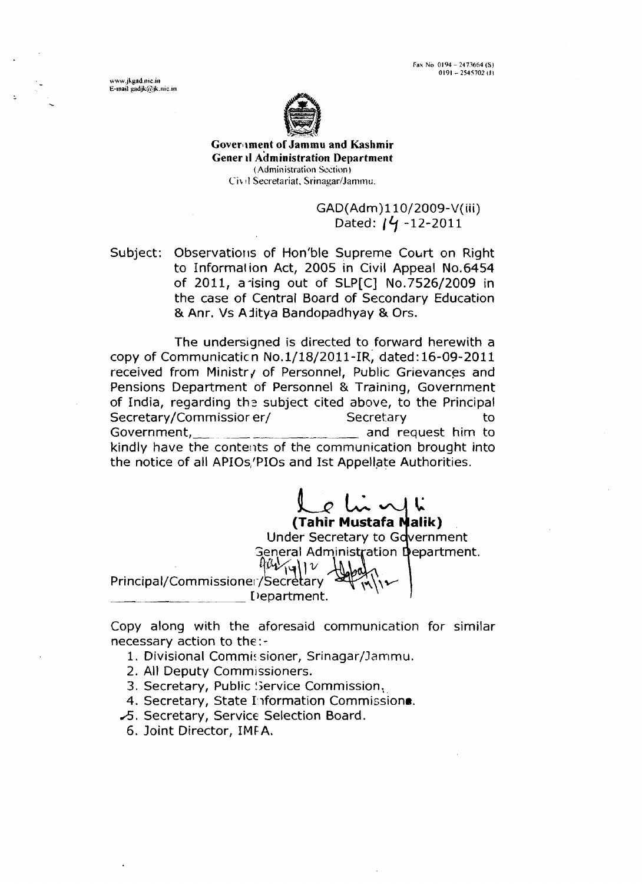Fax No. 0194 – 2473664 (S)
0191 – 2545702 (J)

www.jkgad.nic.in
E-mail gadjk@jk.nic.in

**Government of Jammu and Kashmir**
**General Administration Department**
(Administration Section)
Civil Secretariat, Srinagar/Jammu.

GAD(Adm)110/2009-V(iii)
Dated: 14 -12-2011

Subject: Observations of Hon'ble Supreme Court on Right to Information Act, 2005 in Civil Appeal No.6454 of 2011, arising out of SLP[C] No.7526/2009 in the case of Central Board of Secondary Education & Anr. Vs Aditya Bandopadhyay & Ors.

The undersigned is directed to forward herewith a copy of Communication No.1/18/2011-IR, dated:16-09-2011 received from Ministry of Personnel, Public Grievances and Pensions Department of Personnel & Training, Government of India, regarding the subject cited above, to the Principal Secretary/Commissioner/ Secretary to Government, \_\_\_\_\_\_\_\_\_\_\_\_\_\_\_\_ and request him to kindly have the contents of the communication brought into the notice of all APIOs/PIOs and Ist Appellate Authorities.

**(Tahir Mustafa Malik)**
Under Secretary to Government
General Administration Department.

Principal/Commissioner/Secretary
\_\_\_\_\_\_\_\_\_\_\_\_\_\_\_\_ Department.

Copy along with the aforesaid communication for similar necessary action to the:-

1. Divisional Commissioner, Srinagar/Jammu.
2. All Deputy Commissioners.
3. Secretary, Public Service Commission.
4. Secretary, State Information Commission.
5. Secretary, Service Selection Board.
6. Joint Director, IMPA.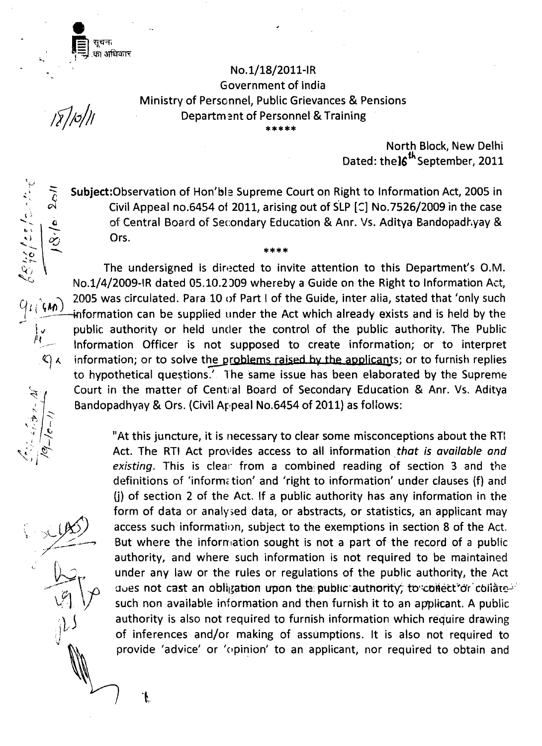सूचना का अधिकार

No.1/18/2011-IR
Government of India
Ministry of Personnel, Public Grievances & Pensions
Department of Personnel & Training

\*\*\*\*\*

North Block, New Delhi
Dated: the 16th September, 2011

**Subject:** Observation of Hon'ble Supreme Court on Right to Information Act, 2005 in Civil Appeal no.6454 of 2011, arising out of SLP [C] No.7526/2009 in the case of Central Board of Secondary Education & Anr. Vs. Aditya Bandopadhyay & Ors.

\*\*\*\*

The undersigned is directed to invite attention to this Department's O.M. No.1/4/2009-IR dated 05.10.2009 whereby a Guide on the Right to Information Act, 2005 was circulated. Para 10 of Part I of the Guide, inter alia, stated that 'only such information can be supplied under the Act which already exists and is held by the public authority or held under the control of the public authority. The Public Information Officer is not supposed to create information; or to interpret information; or to solve the problems raised by the applicants; or to furnish replies to hypothetical questions.' The same issue has been elaborated by the Supreme Court in the matter of Central Board of Secondary Education & Anr. Vs. Aditya Bandopadhyay & Ors. (Civil Appeal No.6454 of 2011) as follows:

> "At this juncture, it is necessary to clear some misconceptions about the RTI Act. The RTI Act provides access to all information *that is available and existing*. This is clear from a combined reading of section 3 and the definitions of 'information' and 'right to information' under clauses (f) and (j) of section 2 of the Act. If a public authority has any information in the form of data or analysed data, or abstracts, or statistics, an applicant may access such information, subject to the exemptions in section 8 of the Act. But where the information sought is not a part of the record of a public authority, and where such information is not required to be maintained under any law or the rules or regulations of the public authority, the Act does not cast an obligation upon the public authority, to collect or collate such non available information and then furnish it to an applicant. A public authority is also not required to furnish information which require drawing of inferences and/or making of assumptions. It is also not required to provide 'advice' or 'opinion' to an applicant, nor required to obtain and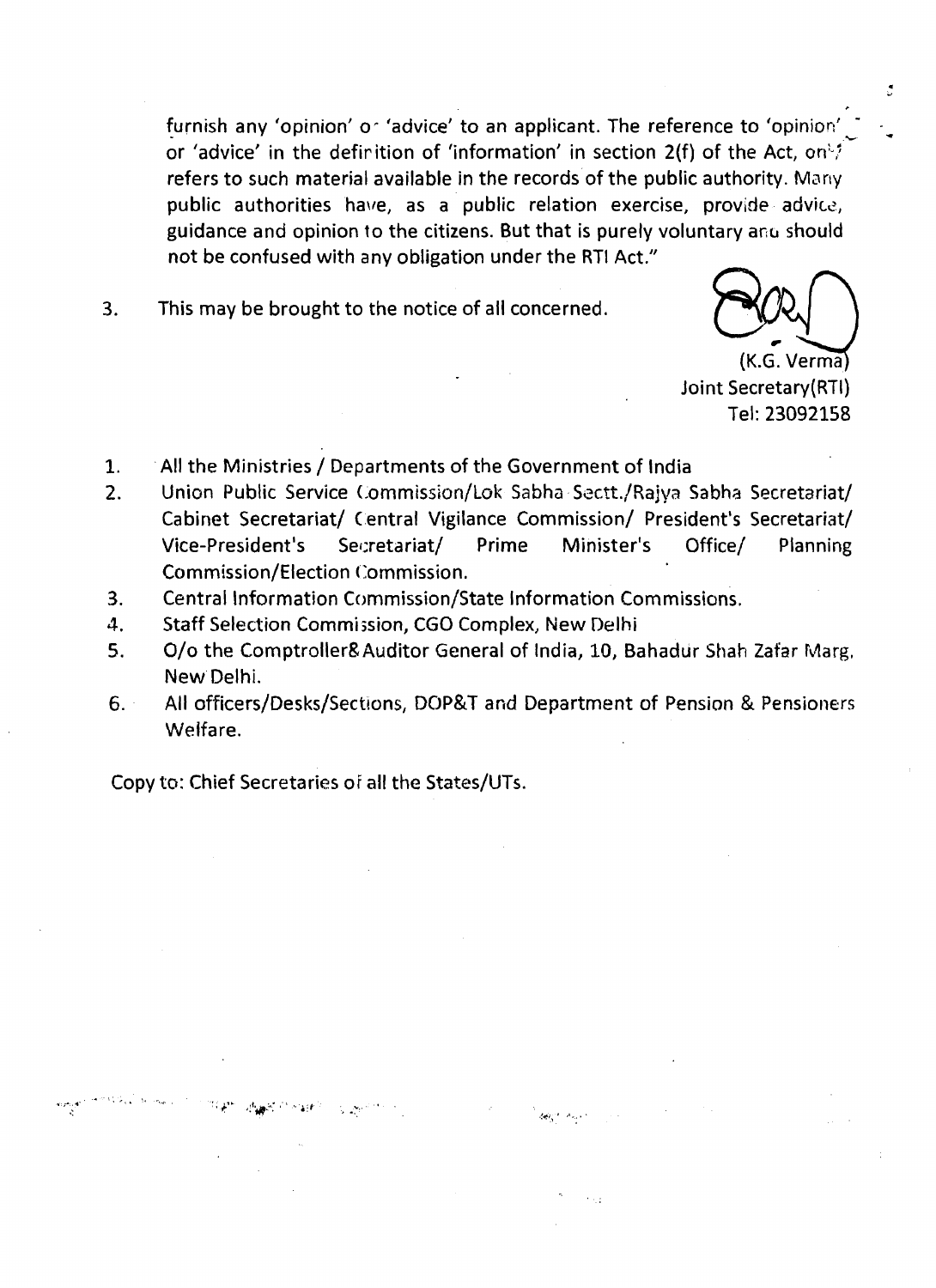furnish any 'opinion' or 'advice' to an applicant. The reference to 'opinion' or 'advice' in the definition of 'information' in section 2(f) of the Act, only refers to such material available in the records of the public authority. Many public authorities have, as a public relation exercise, provide advice, guidance and opinion to the citizens. But that is purely voluntary and should not be confused with any obligation under the RTI Act."

3. This may be brought to the notice of all concerned.

(K.G. Verma)
Joint Secretary(RTI)
Tel: 23092158

1. All the Ministries / Departments of the Government of India
2. Union Public Service Commission/Lok Sabha Sectt./Rajya Sabha Secretariat/ Cabinet Secretariat/ Central Vigilance Commission/ President's Secretariat/ Vice-President's Secretariat/ Prime Minister's Office/ Planning Commission/Election Commission.
3. Central Information Commission/State Information Commissions.
4. Staff Selection Commission, CGO Complex, New Delhi
5. O/o the Comptroller& Auditor General of India, 10, Bahadur Shah Zafar Marg, New Delhi.
6. All officers/Desks/Sections, DOP&T and Department of Pension & Pensioners Welfare.

Copy to: Chief Secretaries of all the States/UTs.